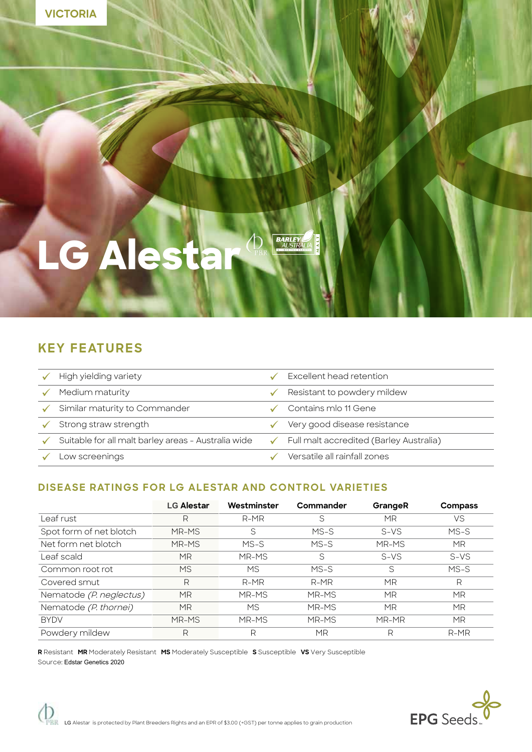VICTORIA

# LG Alestar

## KEY FEATURES

- High yielding variety
- Medium maturity
- Similar maturity to Commander
- Strong straw strength
- Suitable for all malt barley areas - Australia wide
- Low screenings
- Excellent head retention
- Resistant to powdery mildew
- Contains mlo 11 Gene
- Very good disease resistance
- Full malt accredited (Barley Australia)
- Versatile all rainfall zones

## DISEASE RATINGS FOR LG ALESTAR AND CONTROL VARIETIES

| | **LG Alestar** | **Westminster** | **Commander** | **GrangeR** | **Compass** |
|---|---|---|---|---|---|
| Leaf rust | R | R-MR | S | MR | VS |
| Spot form of net blotch | MR-MS | S | MS-S | S-VS | MS-S |
| Net form net blotch | MR-MS | MS-S | MS-S | MR-MS | MR |
| Leaf scald | MR | MR-MS | S | S-VS | S-VS |
| Common root rot | MS | MS | MS-S | S | MS-S |
| Covered smut | R | R-MR | R-MR | MR | R |
| Nematode *(P. neglectus)* | MR | MR-MS | MR-MS | MR | MR |
| Nematode *(P. thornei)* | MR | MS | MR-MS | MR | MR |
| BYDV | MR-MS | MR-MS | MR-MS | MR-MR | MR |
| Powdery mildew | R | R | MR | R | R-MR |

**R** Resistant **MR** Moderately Resistant **MS** Moderately Susceptible **S** Susceptible **VS** Very Susceptible
Source: Edstar Genetics 2020

LG Alestar is protected by Plant Breeders Rights and an EPR of $3.00 (+GST) per tonne applies to grain production

EPG Seeds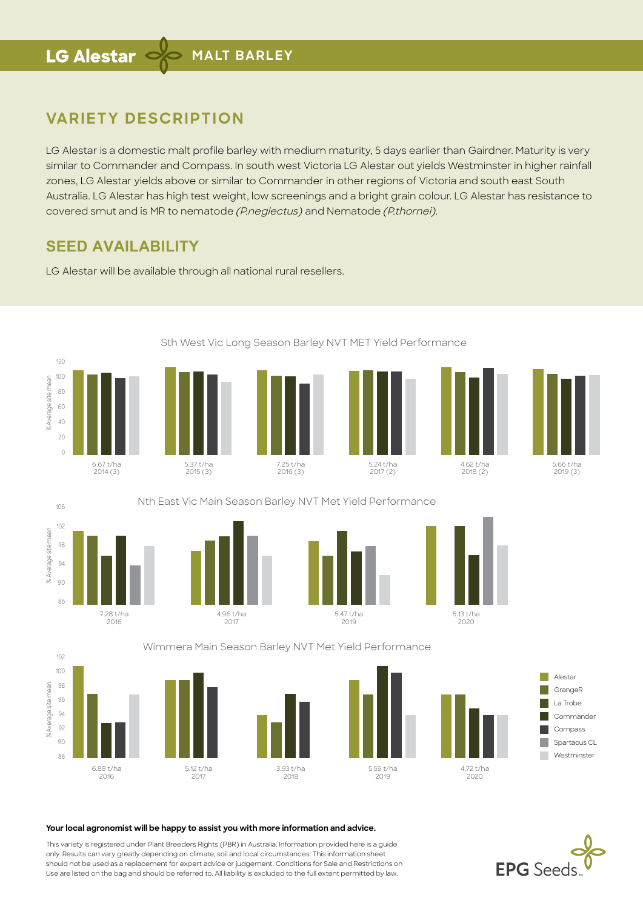# LG Alestar — MALT BARLEY

## VARIETY DESCRIPTION

LG Alestar is a domestic malt profile barley with medium maturity, 5 days earlier than Gairdner. Maturity is very similar to Commander and Compass. In south west Victoria LG Alestar out yields Westminster in higher rainfall zones, LG Alestar yields above or similar to Commander in other regions of Victoria and south east South Australia. LG Alestar has high test weight, low screenings and a bright grain colour. LG Alestar has resistance to covered smut and is MR to nematode *(P.neglectus)* and Nematode *(P.thornei)*.

## SEED AVAILABILITY

LG Alestar will be available through all national rural resellers.

Sth West Vic Long Season Barley NVT MET Yield Performance

% Average site mean

0 20 40 60 80 100 120

6.67 t/ha 2014 (3)
5.37 t/ha 2015 (3)
7.25 t/ha 2016 (3)
5.24 t/ha 2017 (2)
4.62 t/ha 2018 (2)
5.66 t/ha 2019 (3)

Nth East Vic Main Season Barley NVT Met Yield Performance

% Average site mean

86 90 94 98 102 106

7.28 t/ha 2016
4.96 t/ha 2017
5.47 t/ha 2019
5.13 t/ha 2020

Wimmera Main Season Barley NVT Met Yield Performance

% Average site mean

88 90 92 94 96 98 100 102

6.88 t/ha 2016
5.12 t/ha 2017
3.93 t/ha 2018
5.59 t/ha 2019
4.72 t/ha 2020

Alestar
GrangeR
La Trobe
Commander
Compass
Spartacus CL
Westminster

**Your local agronomist will be happy to assist you with more information and advice.**

This variety is registered under Plant Breeders Rights (PBR) in Australia. Information provided here is a guide only. Results can vary greatly depending on climate, soil and local circumstances. This information sheet should not be used as a replacement for expert advice or judgement. Conditions for Sale and Restrictions on Use are listed on the bag and should be referred to. All liability is excluded to the full extent permitted by law.

EPG Seeds